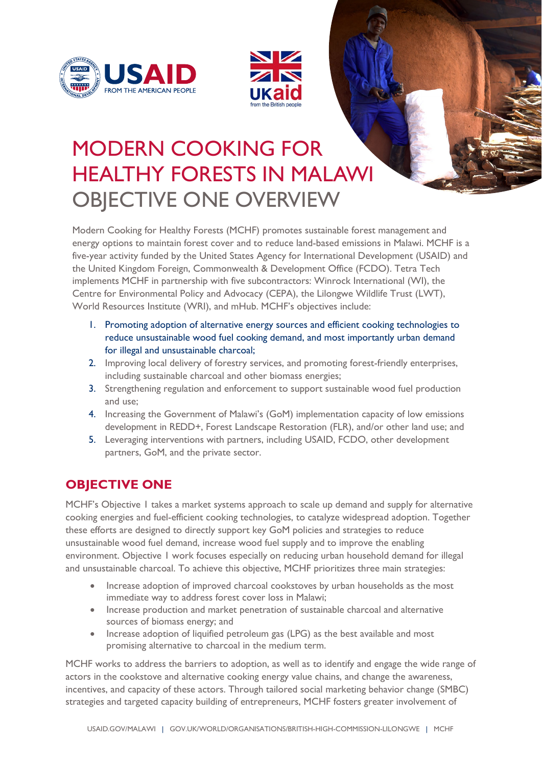# MODERN COOKING FOR HEALTHY FORESTS IN MALAWI

## OBJECTIVE ONE OVERVIEW

Modern Cooking for Healthy Forests (MCHF) promotes sustainable forest management and energy options to maintain forest cover and to reduce land-based emissions in Malawi. MCHF is a five-year activity funded by the United States Agency for International Development (USAID) and the United Kingdom Foreign, Commonwealth & Development Office (FCDO). Tetra Tech implements MCHF in partnership with five subcontractors: Winrock International (WI), the Centre for Environmental Policy and Advocacy (CEPA), the Lilongwe Wildlife Trust (LWT), World Resources Institute (WRI), and mHub. MCHF's objectives include:

1. Promoting adoption of alternative energy sources and efficient cooking technologies to reduce unsustainable wood fuel cooking demand, and most importantly urban demand for illegal and unsustainable charcoal;
2. Improving local delivery of forestry services, and promoting forest-friendly enterprises, including sustainable charcoal and other biomass energies;
3. Strengthening regulation and enforcement to support sustainable wood fuel production and use;
4. Increasing the Government of Malawi's (GoM) implementation capacity of low emissions development in REDD+, Forest Landscape Restoration (FLR), and/or other land use; and
5. Leveraging interventions with partners, including USAID, FCDO, other development partners, GoM, and the private sector.

## OBJECTIVE ONE

MCHF's Objective 1 takes a market systems approach to scale up demand and supply for alternative cooking energies and fuel-efficient cooking technologies, to catalyze widespread adoption. Together these efforts are designed to directly support key GoM policies and strategies to reduce unsustainable wood fuel demand, increase wood fuel supply and to improve the enabling environment. Objective 1 work focuses especially on reducing urban household demand for illegal and unsustainable charcoal. To achieve this objective, MCHF prioritizes three main strategies:

- Increase adoption of improved charcoal cookstoves by urban households as the most immediate way to address forest cover loss in Malawi;
- Increase production and market penetration of sustainable charcoal and alternative sources of biomass energy; and
- Increase adoption of liquified petroleum gas (LPG) as the best available and most promising alternative to charcoal in the medium term.

MCHF works to address the barriers to adoption, as well as to identify and engage the wide range of actors in the cookstove and alternative cooking energy value chains, and change the awareness, incentives, and capacity of these actors. Through tailored social marketing behavior change (SMBC) strategies and targeted capacity building of entrepreneurs, MCHF fosters greater involvement of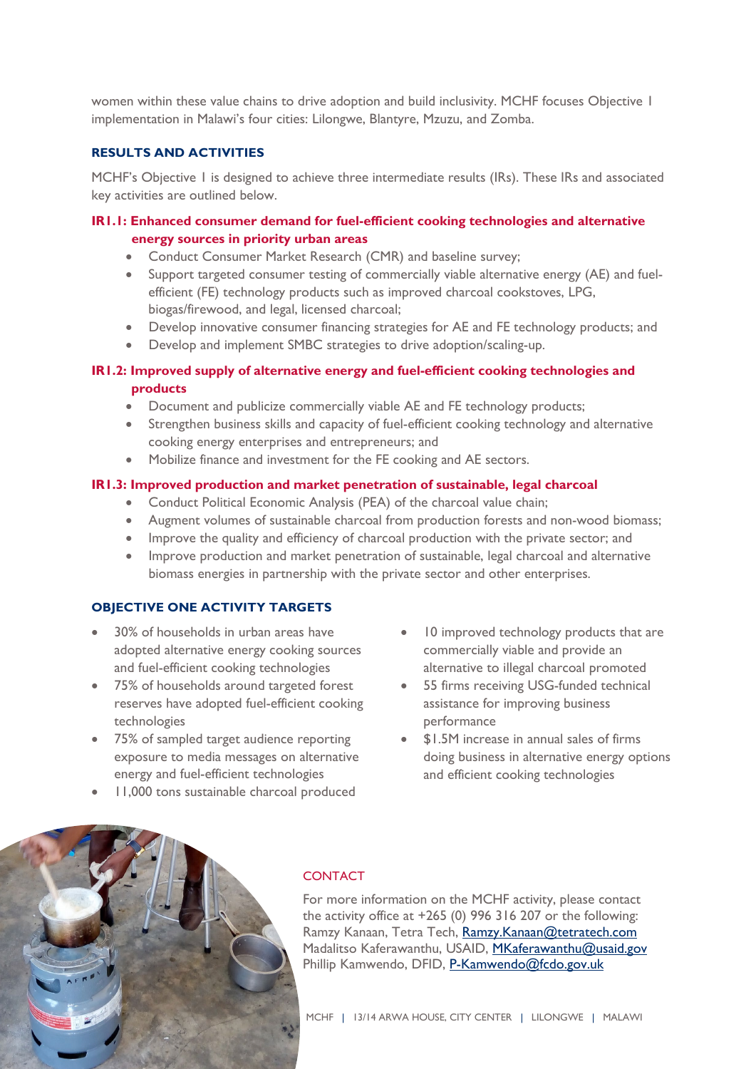women within these value chains to drive adoption and build inclusivity. MCHF focuses Objective 1 implementation in Malawi's four cities: Lilongwe, Blantyre, Mzuzu, and Zomba.

## RESULTS AND ACTIVITIES

MCHF's Objective 1 is designed to achieve three intermediate results (IRs). These IRs and associated key activities are outlined below.

### IR1.1: Enhanced consumer demand for fuel-efficient cooking technologies and alternative energy sources in priority urban areas

- Conduct Consumer Market Research (CMR) and baseline survey;
- Support targeted consumer testing of commercially viable alternative energy (AE) and fuel-efficient (FE) technology products such as improved charcoal cookstoves, LPG, biogas/firewood, and legal, licensed charcoal;
- Develop innovative consumer financing strategies for AE and FE technology products; and
- Develop and implement SMBC strategies to drive adoption/scaling-up.

### IR1.2: Improved supply of alternative energy and fuel-efficient cooking technologies and products

- Document and publicize commercially viable AE and FE technology products;
- Strengthen business skills and capacity of fuel-efficient cooking technology and alternative cooking energy enterprises and entrepreneurs; and
- Mobilize finance and investment for the FE cooking and AE sectors.

### IR1.3: Improved production and market penetration of sustainable, legal charcoal

- Conduct Political Economic Analysis (PEA) of the charcoal value chain;
- Augment volumes of sustainable charcoal from production forests and non-wood biomass;
- Improve the quality and efficiency of charcoal production with the private sector; and
- Improve production and market penetration of sustainable, legal charcoal and alternative biomass energies in partnership with the private sector and other enterprises.

## OBJECTIVE ONE ACTIVITY TARGETS

- 30% of households in urban areas have adopted alternative energy cooking sources and fuel-efficient cooking technologies
- 75% of households around targeted forest reserves have adopted fuel-efficient cooking technologies
- 75% of sampled target audience reporting exposure to media messages on alternative energy and fuel-efficient technologies
- 11,000 tons sustainable charcoal produced
- 10 improved technology products that are commercially viable and provide an alternative to illegal charcoal promoted
- 55 firms receiving USG-funded technical assistance for improving business performance
- $1.5M increase in annual sales of firms doing business in alternative energy options and efficient cooking technologies

## CONTACT

For more information on the MCHF activity, please contact the activity office at +265 (0) 996 316 207 or the following:
Ramzy Kanaan, Tetra Tech, Ramzy.Kanaan@tetratech.com
Madalitso Kaferawanthu, USAID, MKaferawanthu@usaid.gov
Phillip Kamwendo, DFID, P-Kamwendo@fcdo.gov.uk

MCHF | 13/14 ARWA HOUSE, CITY CENTER | LILONGWE | MALAWI